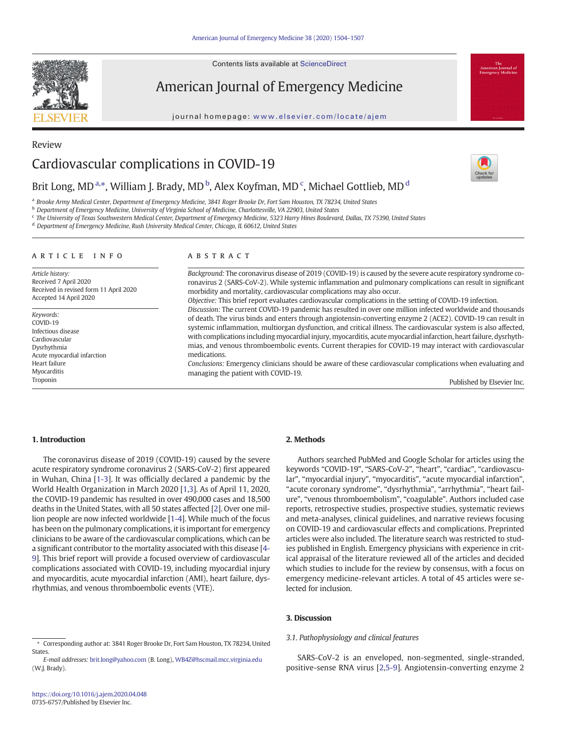Review

# Cardiovascular complications in COVID-19

Brit Long, MD [a,*], William J. Brady, MD [b], Alex Koyfman, MD [c], Michael Gottlieb, MD [d]

[a] Brooke Army Medical Center, Department of Emergency Medicine, 3841 Roger Brooke Dr, Fort Sam Houston, TX 78234, United States
[b] Department of Emergency Medicine, University of Virginia School of Medicine, Charlottesville, VA 22903, United States
[c] The University of Texas Southwestern Medical Center, Department of Emergency Medicine, 5323 Harry Hines Boulevard, Dallas, TX 75390, United States
[d] Department of Emergency Medicine, Rush University Medical Center, Chicago, IL 60612, United States

## ARTICLE INFO

*Article history:*
Received 7 April 2020
Received in revised form 11 April 2020
Accepted 14 April 2020

*Keywords:*
COVID-19
Infectious disease
Cardiovascular
Dysrhythmia
Acute myocardial infarction
Heart failure
Myocarditis
Troponin

## ABSTRACT

*Background:* The coronavirus disease of 2019 (COVID-19) is caused by the severe acute respiratory syndrome coronavirus 2 (SARS-CoV-2). While systemic inflammation and pulmonary complications can result in significant morbidity and mortality, cardiovascular complications may also occur.

*Objective:* This brief report evaluates cardiovascular complications in the setting of COVID-19 infection.

*Discussion:* The current COVID-19 pandemic has resulted in over one million infected worldwide and thousands of death. The virus binds and enters through angiotensin-converting enzyme 2 (ACE2). COVID-19 can result in systemic inflammation, multiorgan dysfunction, and critical illness. The cardiovascular system is also affected, with complications including myocardial injury, myocarditis, acute myocardial infarction, heart failure, dysrhythmias, and venous thromboembolic events. Current therapies for COVID-19 may interact with cardiovascular medications.

*Conclusions:* Emergency clinicians should be aware of these cardiovascular complications when evaluating and managing the patient with COVID-19.

Published by Elsevier Inc.

## 1. Introduction

The coronavirus disease of 2019 (COVID-19) caused by the severe acute respiratory syndrome coronavirus 2 (SARS-CoV-2) first appeared in Wuhan, China [1-3]. It was officially declared a pandemic by the World Health Organization in March 2020 [1,3]. As of April 11, 2020, the COVID-19 pandemic has resulted in over 490,000 cases and 18,500 deaths in the United States, with all 50 states affected [2]. Over one million people are now infected worldwide [1-4]. While much of the focus has been on the pulmonary complications, it is important for emergency clinicians to be aware of the cardiovascular complications, which can be a significant contributor to the mortality associated with this disease [4-9]. This brief report will provide a focused overview of cardiovascular complications associated with COVID-19, including myocardial injury and myocarditis, acute myocardial infarction (AMI), heart failure, dysrhythmias, and venous thromboembolic events (VTE).

## 2. Methods

Authors searched PubMed and Google Scholar for articles using the keywords "COVID-19", "SARS-CoV-2", "heart", "cardiac", "cardiovascular", "myocardial injury", "myocarditis", "acute myocardial infarction", "acute coronary syndrome", "dysrhythmia", "arrhythmia", "heart failure", "venous thromboembolism", "coagulable". Authors included case reports, retrospective studies, prospective studies, systematic reviews and meta-analyses, clinical guidelines, and narrative reviews focusing on COVID-19 and cardiovascular effects and complications. Preprinted articles were also included. The literature search was restricted to studies published in English. Emergency physicians with experience in critical appraisal of the literature reviewed all of the articles and decided which studies to include for the review by consensus, with a focus on emergency medicine-relevant articles. A total of 45 articles were selected for inclusion.

## 3. Discussion

### 3.1. Pathophysiology and clinical features

SARS-CoV-2 is an enveloped, non-segmented, single-stranded, positive-sense RNA virus [2,5-9]. Angiotensin-converting enzyme 2

* Corresponding author at: 3841 Roger Brooke Dr, Fort Sam Houston, TX 78234, United States.
*E-mail addresses:* brit.long@yahoo.com (B. Long), WB4Z@hscmail.mcc.virginia.edu (W.J. Brady).

https://doi.org/10.1016/j.ajem.2020.04.048
0735-6757/Published by Elsevier Inc.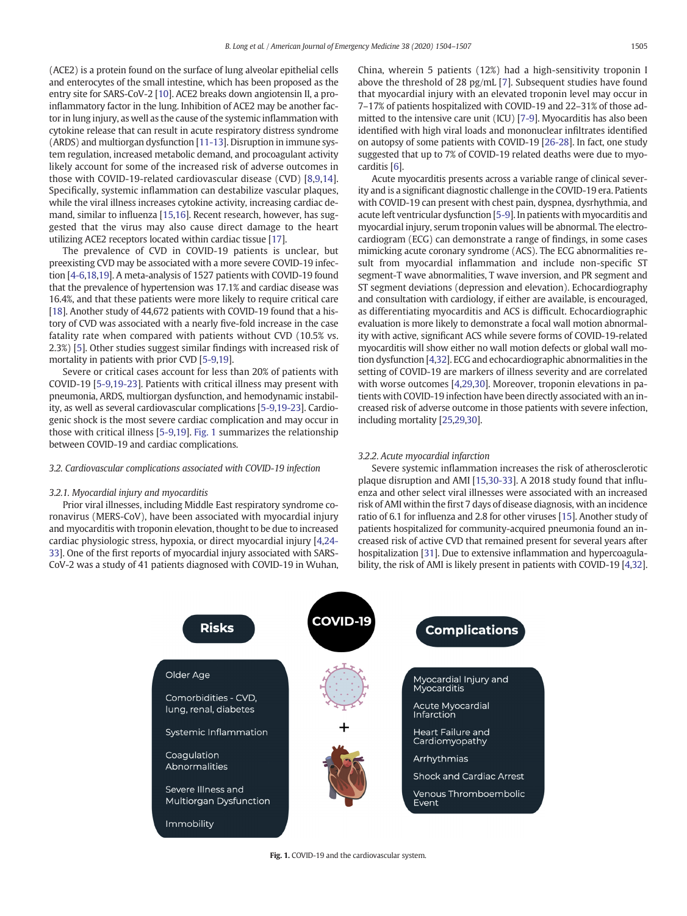(ACE2) is a protein found on the surface of lung alveolar epithelial cells and enterocytes of the small intestine, which has been proposed as the entry site for SARS-CoV-2 [10]. ACE2 breaks down angiotensin II, a pro-inflammatory factor in the lung. Inhibition of ACE2 may be another factor in lung injury, as well as the cause of the systemic inflammation with cytokine release that can result in acute respiratory distress syndrome (ARDS) and multiorgan dysfunction [11-13]. Disruption in immune system regulation, increased metabolic demand, and procoagulant activity likely account for some of the increased risk of adverse outcomes in those with COVID-19-related cardiovascular disease (CVD) [8,9,14]. Specifically, systemic inflammation can destabilize vascular plaques, while the viral illness increases cytokine activity, increasing cardiac demand, similar to influenza [15,16]. Recent research, however, has suggested that the virus may also cause direct damage to the heart utilizing ACE2 receptors located within cardiac tissue [17].

The prevalence of CVD in COVID-19 patients is unclear, but preexisting CVD may be associated with a more severe COVID-19 infection [4-6,18,19]. A meta-analysis of 1527 patients with COVID-19 found that the prevalence of hypertension was 17.1% and cardiac disease was 16.4%, and that these patients were more likely to require critical care [18]. Another study of 44,672 patients with COVID-19 found that a history of CVD was associated with a nearly five-fold increase in the case fatality rate when compared with patients without CVD (10.5% vs. 2.3%) [5]. Other studies suggest similar findings with increased risk of mortality in patients with prior CVD [5-9,19].

Severe or critical cases account for less than 20% of patients with COVID-19 [5-9,19-23]. Patients with critical illness may present with pneumonia, ARDS, multiorgan dysfunction, and hemodynamic instability, as well as several cardiovascular complications [5-9,19-23]. Cardiogenic shock is the most severe cardiac complication and may occur in those with critical illness [5-9,19]. Fig. 1 summarizes the relationship between COVID-19 and cardiac complications.

### 3.2. Cardiovascular complications associated with COVID-19 infection

#### 3.2.1. Myocardial injury and myocarditis

Prior viral illnesses, including Middle East respiratory syndrome coronavirus (MERS-CoV), have been associated with myocardial injury and myocarditis with troponin elevation, thought to be due to increased cardiac physiologic stress, hypoxia, or direct myocardial injury [4,24-33]. One of the first reports of myocardial injury associated with SARS-CoV-2 was a study of 41 patients diagnosed with COVID-19 in Wuhan, China, wherein 5 patients (12%) had a high-sensitivity troponin I above the threshold of 28 pg/mL [7]. Subsequent studies have found that myocardial injury with an elevated troponin level may occur in 7–17% of patients hospitalized with COVID-19 and 22–31% of those admitted to the intensive care unit (ICU) [7-9]. Myocarditis has also been identified with high viral loads and mononuclear infiltrates identified on autopsy of some patients with COVID-19 [26-28]. In fact, one study suggested that up to 7% of COVID-19 related deaths were due to myocarditis [6].

Acute myocarditis presents across a variable range of clinical severity and is a significant diagnostic challenge in the COVID-19 era. Patients with COVID-19 can present with chest pain, dyspnea, dysrhythmia, and acute left ventricular dysfunction [5-9]. In patients with myocarditis and myocardial injury, serum troponin values will be abnormal. The electrocardiogram (ECG) can demonstrate a range of findings, in some cases mimicking acute coronary syndrome (ACS). The ECG abnormalities result from myocardial inflammation and include non-specific ST segment-T wave abnormalities, T wave inversion, and PR segment and ST segment deviations (depression and elevation). Echocardiography and consultation with cardiology, if either are available, is encouraged, as differentiating myocarditis and ACS is difficult. Echocardiographic evaluation is more likely to demonstrate a focal wall motion abnormality with active, significant ACS while severe forms of COVID-19-related myocarditis will show either no wall motion defects or global wall motion dysfunction [4,32]. ECG and echocardiographic abnormalities in the setting of COVID-19 are markers of illness severity and are correlated with worse outcomes [4,29,30]. Moreover, troponin elevations in patients with COVID-19 infection have been directly associated with an increased risk of adverse outcome in those patients with severe infection, including mortality [25,29,30].

#### 3.2.2. Acute myocardial infarction

Severe systemic inflammation increases the risk of atherosclerotic plaque disruption and AMI [15,30-33]. A 2018 study found that influenza and other select viral illnesses were associated with an increased risk of AMI within the first 7 days of disease diagnosis, with an incidence ratio of 6.1 for influenza and 2.8 for other viruses [15]. Another study of patients hospitalized for community-acquired pneumonia found an increased risk of active CVD that remained present for several years after hospitalization [31]. Due to extensive inflammation and hypercoagulability, the risk of AMI is likely present in patients with COVID-19 [4,32].

| Risks | Complications |
|---|---|
| Older Age | Myocardial Injury and Myocarditis |
| Comorbidities - CVD, lung, renal, diabetes | Acute Myocardial Infarction |
| Systemic Inflammation | Heart Failure and Cardiomyopathy |
| Coagulation Abnormalities | Arrhythmias |
| Severe Illness and Multiorgan Dysfunction | Shock and Cardiac Arrest |
| Immobility | Venous Thromboembolic Event |

**Fig. 1.** COVID-19 and the cardiovascular system.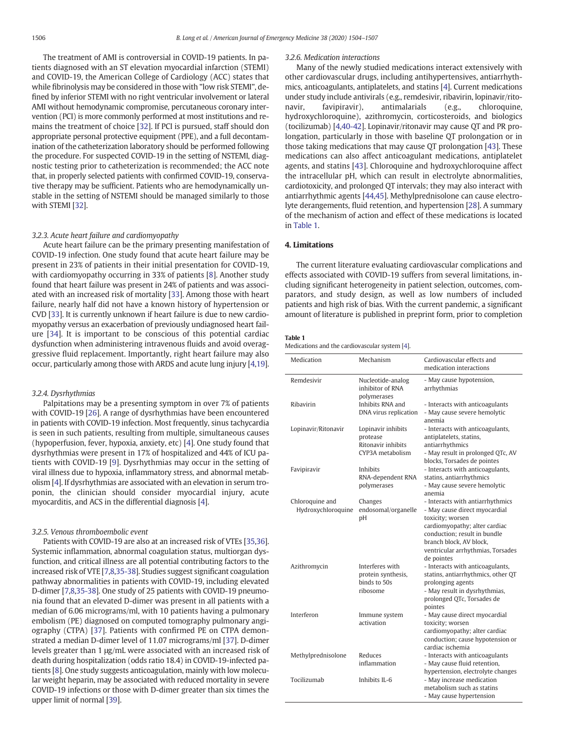The treatment of AMI is controversial in COVID-19 patients. In patients diagnosed with an ST elevation myocardial infarction (STEMI) and COVID-19, the American College of Cardiology (ACC) states that while fibrinolysis may be considered in those with "low risk STEMI", defined by inferior STEMI with no right ventricular involvement or lateral AMI without hemodynamic compromise, percutaneous coronary intervention (PCI) is more commonly performed at most institutions and remains the treatment of choice [32]. If PCI is pursued, staff should don appropriate personal protective equipment (PPE), and a full decontamination of the catheterization laboratory should be performed following the procedure. For suspected COVID-19 in the setting of NSTEMI, diagnostic testing prior to catheterization is recommended; the ACC note that, in properly selected patients with confirmed COVID-19, conservative therapy may be sufficient. Patients who are hemodynamically unstable in the setting of NSTEMI should be managed similarly to those with STEMI [32].

### 3.2.3. Acute heart failure and cardiomyopathy

Acute heart failure can be the primary presenting manifestation of COVID-19 infection. One study found that acute heart failure may be present in 23% of patients in their initial presentation for COVID-19, with cardiomyopathy occurring in 33% of patients [8]. Another study found that heart failure was present in 24% of patients and was associated with an increased risk of mortality [33]. Among those with heart failure, nearly half did not have a known history of hypertension or CVD [33]. It is currently unknown if heart failure is due to new cardiomyopathy versus an exacerbation of previously undiagnosed heart failure [34]. It is important to be conscious of this potential cardiac dysfunction when administering intravenous fluids and avoid overaggressive fluid replacement. Importantly, right heart failure may also occur, particularly among those with ARDS and acute lung injury [4,19].

### 3.2.4. Dysrhythmias

Palpitations may be a presenting symptom in over 7% of patients with COVID-19 [26]. A range of dysrhythmias have been encountered in patients with COVID-19 infection. Most frequently, sinus tachycardia is seen in such patients, resulting from multiple, simultaneous causes (hypoperfusion, fever, hypoxia, anxiety, etc) [4]. One study found that dysrhythmias were present in 17% of hospitalized and 44% of ICU patients with COVID-19 [9]. Dysrhythmias may occur in the setting of viral illness due to hypoxia, inflammatory stress, and abnormal metabolism [4]. If dysrhythmias are associated with an elevation in serum troponin, the clinician should consider myocardial injury, acute myocarditis, and ACS in the differential diagnosis [4].

### 3.2.5. Venous thromboembolic event

Patients with COVID-19 are also at an increased risk of VTEs [35,36]. Systemic inflammation, abnormal coagulation status, multiorgan dysfunction, and critical illness are all potential contributing factors to the increased risk of VTE [7,8,35-38]. Studies suggest significant coagulation pathway abnormalities in patients with COVID-19, including elevated D-dimer [7,8,35-38]. One study of 25 patients with COVID-19 pneumonia found that an elevated D-dimer was present in all patients with a median of 6.06 micrograms/ml, with 10 patients having a pulmonary embolism (PE) diagnosed on computed tomography pulmonary angiography (CTPA) [37]. Patients with confirmed PE on CTPA demonstrated a median D-dimer level of 11.07 micrograms/ml [37]. D-dimer levels greater than 1 μg/mL were associated with an increased risk of death during hospitalization (odds ratio 18.4) in COVID-19-infected patients [8]. One study suggests anticoagulation, mainly with low molecular weight heparin, may be associated with reduced mortality in severe COVID-19 infections or those with D-dimer greater than six times the upper limit of normal [39].

### 3.2.6. Medication interactions

Many of the newly studied medications interact extensively with other cardiovascular drugs, including antihypertensives, antiarrhythmics, anticoagulants, antiplatelets, and statins [4]. Current medications under study include antivirals (e.g., remdesivir, ribavirin, lopinavir/ritonavir, favipiravir), antimalarials (e.g., chloroquine, hydroxychloroquine), azithromycin, corticosteroids, and biologics (tocilizumab) [4,40-42]. Lopinavir/ritonavir may cause QT and PR prolongation, particularly in those with baseline QT prolongation or in those taking medications that may cause QT prolongation [43]. These medications can also affect anticoagulant medications, antiplatelet agents, and statins [43]. Chloroquine and hydroxychloroquine affect the intracellular pH, which can result in electrolyte abnormalities, cardiotoxicity, and prolonged QT intervals; they may also interact with antiarrhythmic agents [44,45]. Methylprednisolone can cause electrolyte derangements, fluid retention, and hypertension [28]. A summary of the mechanism of action and effect of these medications is located in Table 1.

## 4. Limitations

The current literature evaluating cardiovascular complications and effects associated with COVID-19 suffers from several limitations, including significant heterogeneity in patient selection, outcomes, comparators, and study design, as well as low numbers of included patients and high risk of bias. With the current pandemic, a significant amount of literature is published in preprint form, prior to completion

**Table 1**
Medications and the cardiovascular system [4].

| Medication | Mechanism | Cardiovascular effects and medication interactions |
|---|---|---|
| Remdesivir | Nucleotide-analog inhibitor of RNA polymerases | - May cause hypotension, arrhythmias |
| Ribavirin | Inhibits RNA and DNA virus replication | - Interacts with anticoagulants<br>- May cause severe hemolytic anemia |
| Lopinavir/Ritonavir | Lopinavir inhibits protease<br>Ritonavir inhibits CYP3A metabolism | - Interacts with anticoagulants, antiplatelets, statins, antiarrhythmics<br>- May result in prolonged QTc, AV blocks, Torsades de pointes |
| Favipiravir | Inhibits RNA-dependent RNA polymerases | - Interacts with anticoagulants, statins, antiarrhythmics<br>- May cause severe hemolytic anemia |
| Chloroquine and Hydroxychloroquine | Changes endosomal/organelle pH | - Interacts with antiarrhythmics<br>- May cause direct myocardial toxicity; worsen cardiomyopathy; alter cardiac conduction; result in bundle branch block, AV block, ventricular arrhythmias, Torsades de pointes |
| Azithromycin | Interferes with protein synthesis, binds to 50s ribosome | - Interacts with anticoagulants, statins, antiarrhythmics, other QT prolonging agents<br>- May result in dysrhythmias, prolonged QTc, Torsades de pointes |
| Interferon | Immune system activation | - May cause direct myocardial toxicity; worsen cardiomyopathy; alter cardiac conduction; cause hypotension or cardiac ischemia |
| Methylprednisolone | Reduces inflammation | - Interacts with anticoagulants<br>- May cause fluid retention, hypertension, electrolyte changes |
| Tocilizumab | Inhibits IL-6 | - May increase medication metabolism such as statins<br>- May cause hypertension |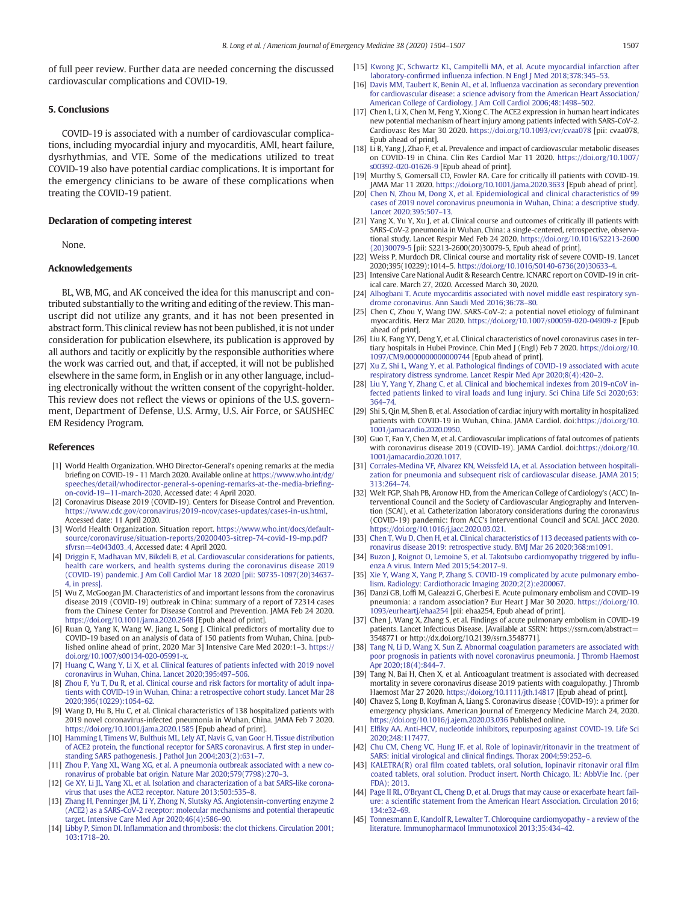of full peer review. Further data are needed concerning the discussed cardiovascular complications and COVID-19.

## 5. Conclusions

COVID-19 is associated with a number of cardiovascular complications, including myocardial injury and myocarditis, AMI, heart failure, dysrhythmias, and VTE. Some of the medications utilized to treat COVID-19 also have potential cardiac complications. It is important for the emergency clinicians to be aware of these complications when treating the COVID-19 patient.

## Declaration of competing interest

None.

## Acknowledgements

BL, WB, MG, and AK conceived the idea for this manuscript and contributed substantially to the writing and editing of the review. This manuscript did not utilize any grants, and it has not been presented in abstract form. This clinical review has not been published, it is not under consideration for publication elsewhere, its publication is approved by all authors and tacitly or explicitly by the responsible authorities where the work was carried out, and that, if accepted, it will not be published elsewhere in the same form, in English or in any other language, including electronically without the written consent of the copyright-holder. This review does not reflect the views or opinions of the U.S. government, Department of Defense, U.S. Army, U.S. Air Force, or SAUSHEC EM Residency Program.

## References

[1] World Health Organization. WHO Director-General's opening remarks at the media briefing on COVID-19 - 11 March 2020. Available online at https://www.who.int/dg/speeches/detail/whodirector-general-s-opening-remarks-at-the-media-briefing-on-covid-19—11-march-2020, Accessed date: 4 April 2020.

[2] Coronavirus Disease 2019 (COVID-19). Centers for Disease Control and Prevention. https://www.cdc.gov/coronavirus/2019-ncov/cases-updates/cases-in-us.html, Accessed date: 11 April 2020.

[3] World Health Organization. Situation report. https://www.who.int/docs/default-source/coronaviruse/situation-reports/20200403-sitrep-74-covid-19-mp.pdf?sfvrsn=4e043d03_4, Accessed date: 4 April 2020.

[4] Driggin E, Madhavan MV, Bikdeli B, et al. Cardiovascular considerations for patients, health care workers, and health systems during the coronavirus disease 2019 (COVID-19) pandemic. J Am Coll Cardiol Mar 18 2020 [pii: S0735-1097(20)34637-4, in press].

[5] Wu Z, McGoogan JM. Characteristics of and important lessons from the coronavirus disease 2019 (COVID-19) outbreak in China: summary of a report of 72314 cases from the Chinese Center for Disease Control and Prevention. JAMA Feb 24 2020. https://doi.org/10.1001/jama.2020.2648 [Epub ahead of print].

[6] Ruan Q, Yang K, Wang W, Jiang L, Song J. Clinical predictors of mortality due to COVID-19 based on an analysis of data of 150 patients from Wuhan, China. [published online ahead of print, 2020 Mar 3] Intensive Care Med 2020:1–3. https://doi.org/10.1007/s00134-020-05991-x.

[7] Huang C, Wang Y, Li X, et al. Clinical features of patients infected with 2019 novel coronavirus in Wuhan, China. Lancet 2020;395:497–506.

[8] Zhou F, Yu T, Du R, et al. Clinical course and risk factors for mortality of adult inpatients with COVID-19 in Wuhan, China: a retrospective cohort study. Lancet Mar 28 2020;395(10229):1054–62.

[9] Wang D, Hu B, Hu C, et al. Clinical characteristics of 138 hospitalized patients with 2019 novel coronavirus-infected pneumonia in Wuhan, China. JAMA Feb 7 2020. https://doi.org/10.1001/jama.2020.1585 [Epub ahead of print].

[10] Hamming I, Timens W, Bulthuis ML, Lely AT, Navis G, van Goor H. Tissue distribution of ACE2 protein, the functional receptor for SARS coronavirus. A first step in understanding SARS pathogenesis. J Pathol Jun 2004;203(2):631–7.

[11] Zhou P, Yang XL, Wang XG, et al. A pneumonia outbreak associated with a new coronavirus of probable bat origin. Nature Mar 2020;579(7798):270–3.

[12] Ge XY, Li JL, Yang XL, et al. Isolation and characterization of a bat SARS-like coronavirus that uses the ACE2 receptor. Nature 2013;503:535–8.

[13] Zhang H, Penninger JM, Li Y, Zhong N, Slutsky AS. Angiotensin-converting enzyme 2 (ACE2) as a SARS-CoV-2 receptor: molecular mechanisms and potential therapeutic target. Intensive Care Med Apr 2020;46(4):586–90.

[14] Libby P, Simon DI. Inflammation and thrombosis: the clot thickens. Circulation 2001;103:1718–20.

[15] Kwong JC, Schwartz KL, Campitelli MA, et al. Acute myocardial infarction after laboratory-confirmed influenza infection. N Engl J Med 2018;378:345–53.

[16] Davis MM, Taubert K, Benin AL, et al. Influenza vaccination as secondary prevention for cardiovascular disease: a science advisory from the American Heart Association/American College of Cardiology. J Am Coll Cardiol 2006;48:1498–502.

[17] Chen L, Li X, Chen M, Feng Y, Xiong C. The ACE2 expression in human heart indicates new potential mechanism of heart injury among patients infected with SARS-CoV-2. Cardiovasc Res Mar 30 2020. https://doi.org/10.1093/cvr/cvaa078 [pii: cvaa078, Epub ahead of print].

[18] Li B, Yang J, Zhao F, et al. Prevalence and impact of cardiovascular metabolic diseases on COVID-19 in China. Clin Res Cardiol Mar 11 2020. https://doi.org/10.1007/s00392-020-01626-9 [Epub ahead of print].

[19] Murthy S, Gomersall CD, Fowler RA. Care for critically ill patients with COVID-19. JAMA Mar 11 2020. https://doi.org/10.1001/jama.2020.3633 [Epub ahead of print].

[20] Chen N, Zhou M, Dong X, et al. Epidemiological and clinical characteristics of 99 cases of 2019 novel coronavirus pneumonia in Wuhan, China: a descriptive study. Lancet 2020;395:507–13.

[21] Yang X, Yu Y, Xu J, et al. Clinical course and outcomes of critically ill patients with SARS-CoV-2 pneumonia in Wuhan, China: a single-centered, retrospective, observational study. Lancet Respir Med Feb 24 2020. https://doi.org/10.1016/S2213-2600(20)30079-5 [pii: S2213-2600(20)30079-5, Epub ahead of print].

[22] Weiss P, Murdoch DR. Clinical course and mortality risk of severe COVID-19. Lancet 2020;395(10229):1014–5. https://doi.org/10.1016/S0140-6736(20)30633-4.

[23] Intensive Care National Audit & Research Centre. ICNARC report on COVID-19 in critical care. March 27, 2020. Accessed March 30, 2020.

[24] Alhogbani T. Acute myocarditis associated with novel middle east respiratory syndrome coronavirus. Ann Saudi Med 2016;36:78–80.

[25] Chen C, Zhou Y, Wang DW. SARS-CoV-2: a potential novel etiology of fulminant myocarditis. Herz Mar 2020. https://doi.org/10.1007/s00059-020-04909-z [Epub ahead of print].

[26] Liu K, Fang YY, Deng Y, et al. Clinical characteristics of novel coronavirus cases in tertiary hospitals in Hubei Province. Chin Med J (Engl) Feb 7 2020. https://doi.org/10.1097/CM9.0000000000000744 [Epub ahead of print].

[27] Xu Z, Shi L, Wang Y, et al. Pathological findings of COVID-19 associated with acute respiratory distress syndrome. Lancet Respir Med Apr 2020;8(4):420–2.

[28] Liu Y, Yang Y, Zhang C, et al. Clinical and biochemical indexes from 2019-nCoV infected patients linked to viral loads and lung injury. Sci China Life Sci 2020;63:364–74.

[29] Shi S, Qin M, Shen B, et al. Association of cardiac injury with mortality in hospitalized patients with COVID-19 in Wuhan, China. JAMA Cardiol. doi:https://doi.org/10.1001/jamacardio.2020.0950.

[30] Guo T, Fan Y, Chen M, et al. Cardiovascular implications of fatal outcomes of patients with coronavirus disease 2019 (COVID-19). JAMA Cardiol. doi:https://doi.org/10.1001/jamacardio.2020.1017.

[31] Corrales-Medina VF, Alvarez KN, Weissfeld LA, et al. Association between hospitalization for pneumonia and subsequent risk of cardiovascular disease. JAMA 2015;313:264–74.

[32] Welt FGP, Shah PB, Aronow HD, from the American College of Cardiology's (ACC) Interventional Council and the Society of Cardiovascular Angiography and Intervention (SCAI), et al. Catheterization laboratory considerations during the coronavirus (COVID-19) pandemic: from ACC's Interventional Council and SCAI. JACC 2020. https://doi.org/10.1016/j.jacc.2020.03.021.

[33] Chen T, Wu D, Chen H, et al. Clinical characteristics of 113 deceased patients with coronavirus disease 2019: retrospective study. BMJ Mar 26 2020;368:m1091.

[34] Buzon J, Roignot O, Lemoine S, et al. Takotsubo cardiomyopathy triggered by influenza A virus. Intern Med 2015;54:2017–9.

[35] Xie Y, Wang X, Yang P, Zhang S. COVID-19 complicated by acute pulmonary embolism. Radiology: Cardiothoracic Imaging 2020;2(2):e200067.

[36] Danzi GB, Loffi M, Galeazzi G, Gherbesi E. Acute pulmonary embolism and COVID-19 pneumonia: a random association? Eur Heart J Mar 30 2020. https://doi.org/10.1093/eurheartj/ehaa254 [pii: ehaa254, Epub ahead of print].

[37] Chen J, Wang X, Zhang S, et al. Findings of acute pulmonary embolism in COVID-19 patients. Lancet Infectious Disease. [Available at SSRN: https://ssrn.com/abstract=3548771 or http://dx.doi.org/10.2139/ssrn.3548771].

[38] Tang N, Li D, Wang X, Sun Z. Abnormal coagulation parameters are associated with poor prognosis in patients with novel coronavirus pneumonia. J Thromb Haemost Apr 2020;18(4):844–7.

[39] Tang N, Bai H, Chen X, et al. Anticoagulant treatment is associated with decreased mortality in severe coronavirus disease 2019 patients with coagulopathy. J Thromb Haemost Mar 27 2020. https://doi.org/10.1111/jth.14817 [Epub ahead of print].

[40] Chavez S, Long B, Koyfman A, Liang S. Coronavirus disease (COVID-19): a primer for emergency physicians. American Journal of Emergency Medicine March 24, 2020. https://doi.org/10.1016/j.ajem.2020.03.036 Published online.

[41] Elfiky AA. Anti-HCV, nucleotide inhibitors, repurposing against COVID-19. Life Sci 2020;248:117477.

[42] Chu CM, Cheng VC, Hung IF, et al. Role of lopinavir/ritonavir in the treatment of SARS: initial virological and clinical findings. Thorax 2004;59:252–6.

[43] KALETRA(R) oral film coated tablets, oral solution, lopinavir ritonavir oral film coated tablets, oral solution. Product insert. North Chicago, IL: AbbVie Inc. (per FDA); 2013.

[44] Page II RL, O'Bryant CL, Cheng D, et al. Drugs that may cause or exacerbate heart failure: a scientific statement from the American Heart Association. Circulation 2016;134:e32–69.

[45] Tonnesmann E, Kandolf R, Lewalter T. Chloroquine cardiomyopathy - a review of the literature. Immunopharmacol Immunotoxicol 2013;35:434–42.